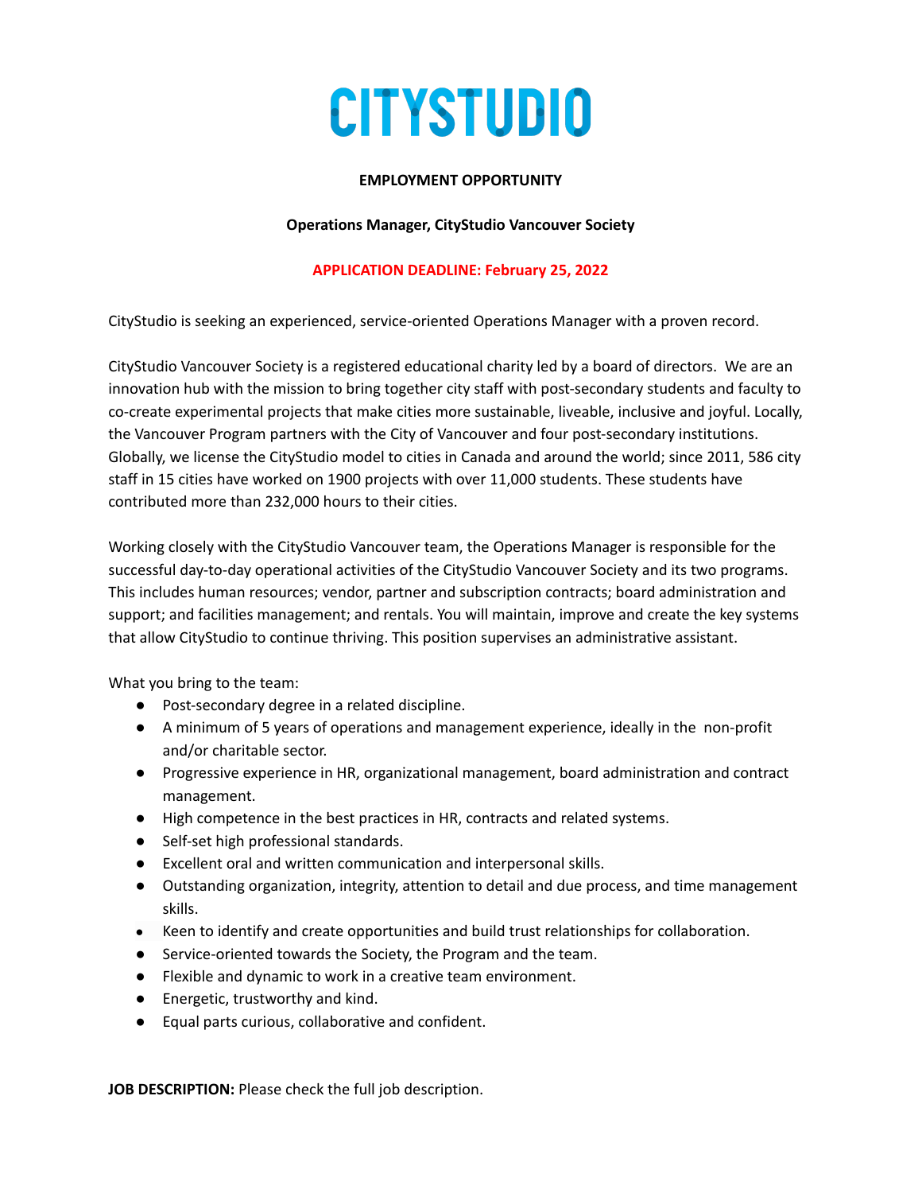# CITYSTUDIO

**EMPLOYMENT OPPORTUNITY**

**Operations Manager, CityStudio Vancouver Society**

**APPLICATION DEADLINE: February 25, 2022**

CityStudio is seeking an experienced, service-oriented Operations Manager with a proven record.

CityStudio Vancouver Society is a registered educational charity led by a board of directors. We are an innovation hub with the mission to bring together city staff with post-secondary students and faculty to co-create experimental projects that make cities more sustainable, liveable, inclusive and joyful. Locally, the Vancouver Program partners with the City of Vancouver and four post-secondary institutions. Globally, we license the CityStudio model to cities in Canada and around the world; since 2011, 586 city staff in 15 cities have worked on 1900 projects with over 11,000 students. These students have contributed more than 232,000 hours to their cities.

Working closely with the CityStudio Vancouver team, the Operations Manager is responsible for the successful day-to-day operational activities of the CityStudio Vancouver Society and its two programs. This includes human resources; vendor, partner and subscription contracts; board administration and support; and facilities management; and rentals. You will maintain, improve and create the key systems that allow CityStudio to continue thriving. This position supervises an administrative assistant.

What you bring to the team:

- Post-secondary degree in a related discipline.
- A minimum of 5 years of operations and management experience, ideally in the non-profit and/or charitable sector.
- Progressive experience in HR, organizational management, board administration and contract management.
- High competence in the best practices in HR, contracts and related systems.
- Self-set high professional standards.
- Excellent oral and written communication and interpersonal skills.
- Outstanding organization, integrity, attention to detail and due process, and time management skills.
- Keen to identify and create opportunities and build trust relationships for collaboration.
- Service-oriented towards the Society, the Program and the team.
- Flexible and dynamic to work in a creative team environment.
- Energetic, trustworthy and kind.
- Equal parts curious, collaborative and confident.

**JOB DESCRIPTION:** Please check the full job description.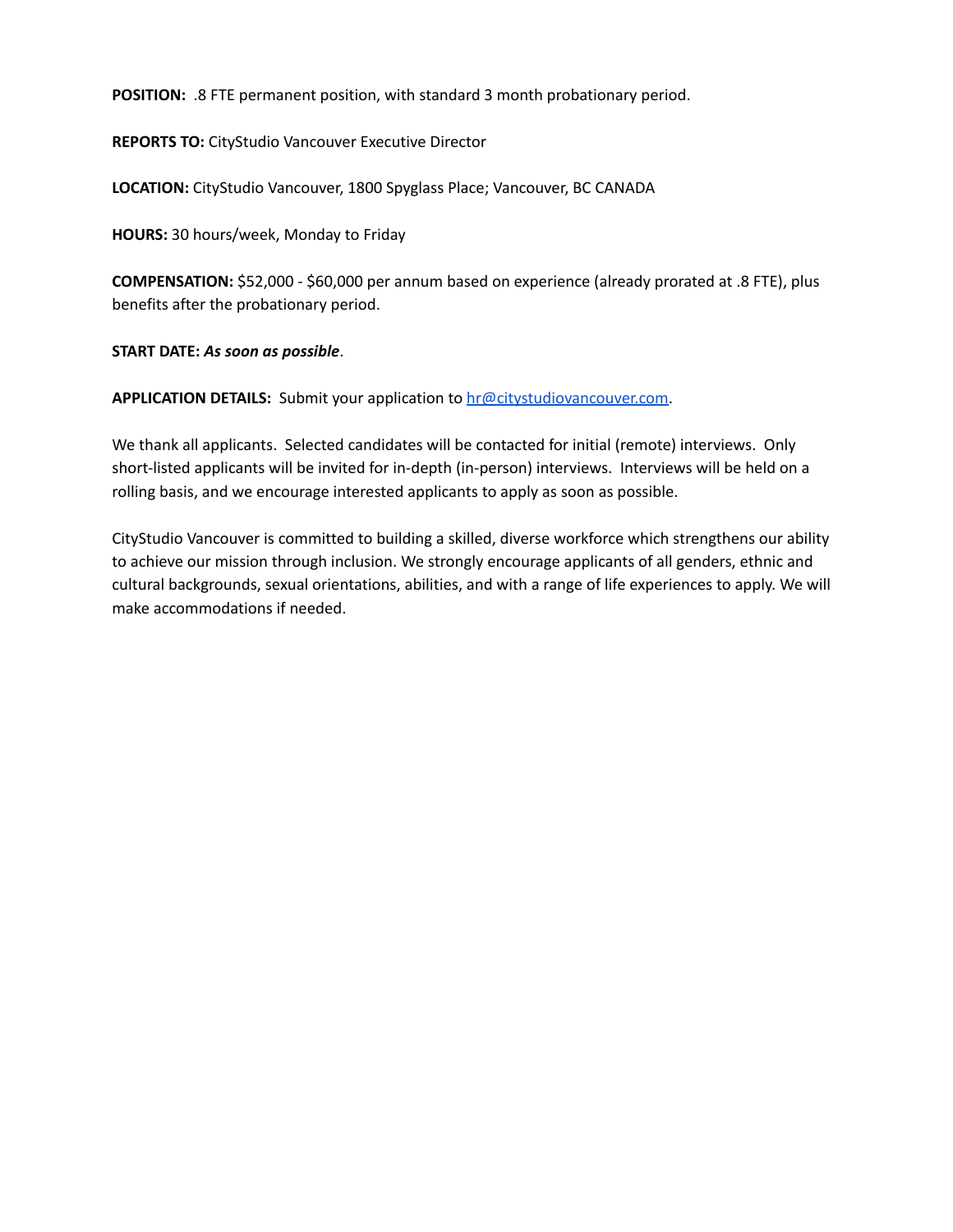**POSITION:** .8 FTE permanent position, with standard 3 month probationary period.

**REPORTS TO:** CityStudio Vancouver Executive Director

**LOCATION:** CityStudio Vancouver, 1800 Spyglass Place; Vancouver, BC CANADA

**HOURS:** 30 hours/week, Monday to Friday

**COMPENSATION:** $52,000 - $60,000 per annum based on experience (already prorated at .8 FTE), plus benefits after the probationary period.

**START DATE:** ***As soon as possible***.

**APPLICATION DETAILS:** Submit your application to hr@citystudiovancouver.com.

We thank all applicants. Selected candidates will be contacted for initial (remote) interviews. Only short-listed applicants will be invited for in-depth (in-person) interviews. Interviews will be held on a rolling basis, and we encourage interested applicants to apply as soon as possible.

CityStudio Vancouver is committed to building a skilled, diverse workforce which strengthens our ability to achieve our mission through inclusion. We strongly encourage applicants of all genders, ethnic and cultural backgrounds, sexual orientations, abilities, and with a range of life experiences to apply. We will make accommodations if needed.